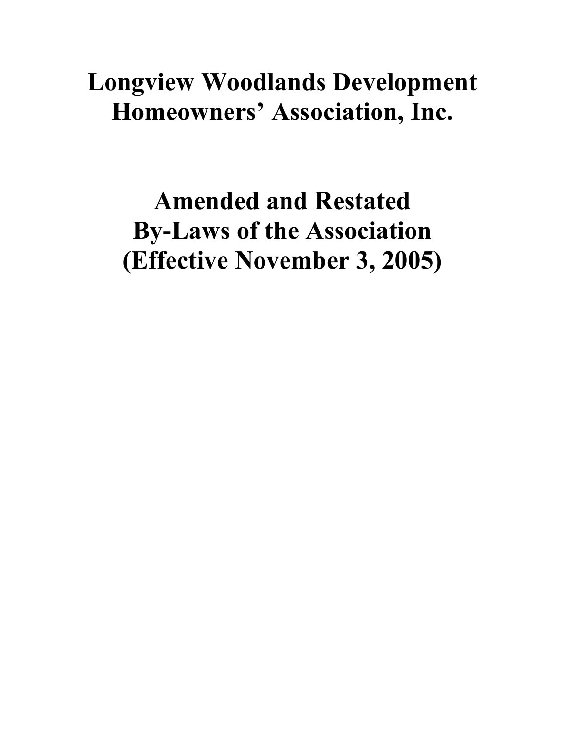# Longview Woodlands Development Homeowners' Association, Inc.

# Amended and Restated By-Laws of the Association (Effective November 3, 2005)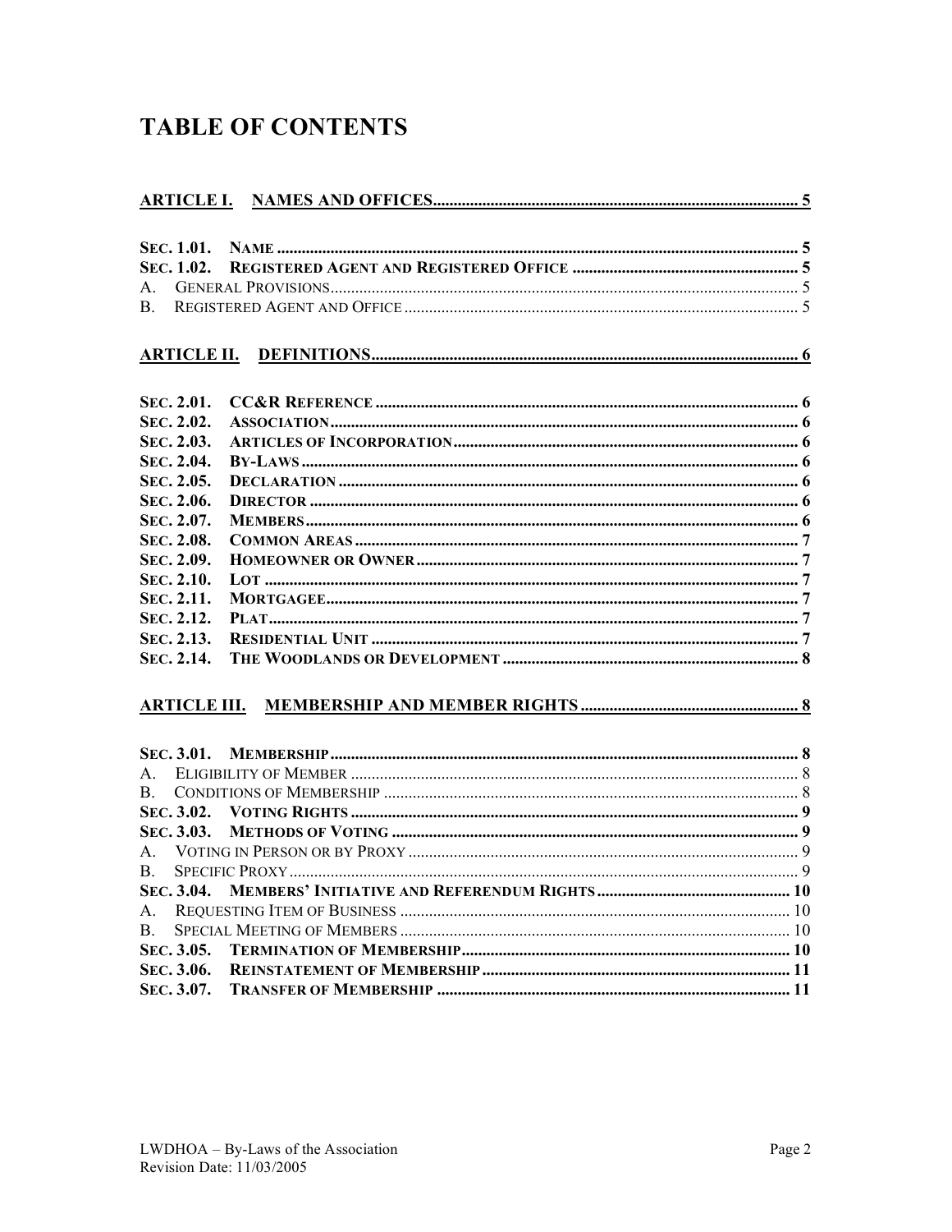# TABLE OF CONTENTS

**ARTICLE I. NAMES AND OFFICES** ........ 5

**SEC. 1.01. NAME** ........ 5
**SEC. 1.02. REGISTERED AGENT AND REGISTERED OFFICE** ........ 5
A. GENERAL PROVISIONS ........ 5
B. REGISTERED AGENT AND OFFICE ........ 5

**ARTICLE II. DEFINITIONS** ........ 6

**SEC. 2.01. CC&R REFERENCE** ........ 6
**SEC. 2.02. ASSOCIATION** ........ 6
**SEC. 2.03. ARTICLES OF INCORPORATION** ........ 6
**SEC. 2.04. BY-LAWS** ........ 6
**SEC. 2.05. DECLARATION** ........ 6
**SEC. 2.06. DIRECTOR** ........ 6
**SEC. 2.07. MEMBERS** ........ 6
**SEC. 2.08. COMMON AREAS** ........ 7
**SEC. 2.09. HOMEOWNER OR OWNER** ........ 7
**SEC. 2.10. LOT** ........ 7
**SEC. 2.11. MORTGAGEE** ........ 7
**SEC. 2.12. PLAT** ........ 7
**SEC. 2.13. RESIDENTIAL UNIT** ........ 7
**SEC. 2.14. THE WOODLANDS OR DEVELOPMENT** ........ 8

**ARTICLE III. MEMBERSHIP AND MEMBER RIGHTS** ........ 8

**SEC. 3.01. MEMBERSHIP** ........ 8
A. ELIGIBILITY OF MEMBER ........ 8
B. CONDITIONS OF MEMBERSHIP ........ 8
**SEC. 3.02. VOTING RIGHTS** ........ 9
**SEC. 3.03. METHODS OF VOTING** ........ 9
A. VOTING IN PERSON OR BY PROXY ........ 9
B. SPECIFIC PROXY ........ 9
**SEC. 3.04. MEMBERS' INITIATIVE AND REFERENDUM RIGHTS** ........ 10
A. REQUESTING ITEM OF BUSINESS ........ 10
B. SPECIAL MEETING OF MEMBERS ........ 10
**SEC. 3.05. TERMINATION OF MEMBERSHIP** ........ 10
**SEC. 3.06. REINSTATEMENT OF MEMBERSHIP** ........ 11
**SEC. 3.07. TRANSFER OF MEMBERSHIP** ........ 11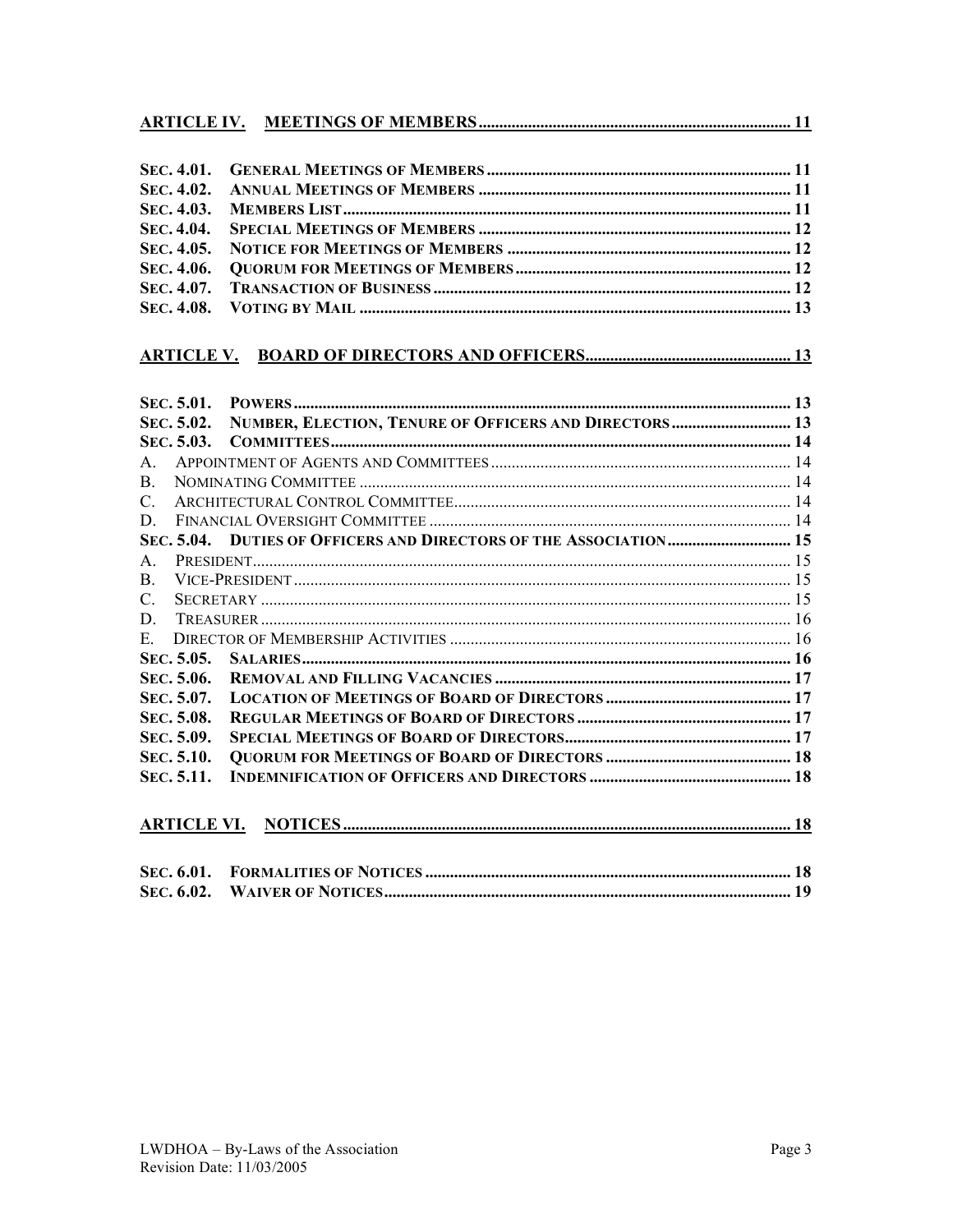**ARTICLE IV. MEETINGS OF MEMBERS ........................................................................ 11**

**SEC. 4.01. GENERAL MEETINGS OF MEMBERS ........................................................................ 11**
**SEC. 4.02. ANNUAL MEETINGS OF MEMBERS ........................................................................ 11**
**SEC. 4.03. MEMBERS LIST ........................................................................ 11**
**SEC. 4.04. SPECIAL MEETINGS OF MEMBERS ........................................................................ 12**
**SEC. 4.05. NOTICE FOR MEETINGS OF MEMBERS ........................................................................ 12**
**SEC. 4.06. QUORUM FOR MEETINGS OF MEMBERS ........................................................................ 12**
**SEC. 4.07. TRANSACTION OF BUSINESS ........................................................................ 12**
**SEC. 4.08. VOTING BY MAIL ........................................................................ 13**

**ARTICLE V. BOARD OF DIRECTORS AND OFFICERS ........................................................................ 13**

**SEC. 5.01. POWERS ........................................................................ 13**
**SEC. 5.02. NUMBER, ELECTION, TENURE OF OFFICERS AND DIRECTORS ........................................................................ 13**
**SEC. 5.03. COMMITTEES ........................................................................ 14**
A. APPOINTMENT OF AGENTS AND COMMITTEES ........................................................................ 14
B. NOMINATING COMMITTEE ........................................................................ 14
C. ARCHITECTURAL CONTROL COMMITTEE ........................................................................ 14
D. FINANCIAL OVERSIGHT COMMITTEE ........................................................................ 14
**SEC. 5.04. DUTIES OF OFFICERS AND DIRECTORS OF THE ASSOCIATION ........................................................................ 15**
A. PRESIDENT ........................................................................ 15
B. VICE-PRESIDENT ........................................................................ 15
C. SECRETARY ........................................................................ 15
D. TREASURER ........................................................................ 16
E. DIRECTOR OF MEMBERSHIP ACTIVITIES ........................................................................ 16
**SEC. 5.05. SALARIES ........................................................................ 16**
**SEC. 5.06. REMOVAL AND FILLING VACANCIES ........................................................................ 17**
**SEC. 5.07. LOCATION OF MEETINGS OF BOARD OF DIRECTORS ........................................................................ 17**
**SEC. 5.08. REGULAR MEETINGS OF BOARD OF DIRECTORS ........................................................................ 17**
**SEC. 5.09. SPECIAL MEETINGS OF BOARD OF DIRECTORS ........................................................................ 17**
**SEC. 5.10. QUORUM FOR MEETINGS OF BOARD OF DIRECTORS ........................................................................ 18**
**SEC. 5.11. INDEMNIFICATION OF OFFICERS AND DIRECTORS ........................................................................ 18**

**ARTICLE VI. NOTICES ........................................................................ 18**

**SEC. 6.01. FORMALITIES OF NOTICES ........................................................................ 18**
**SEC. 6.02. WAIVER OF NOTICES ........................................................................ 19**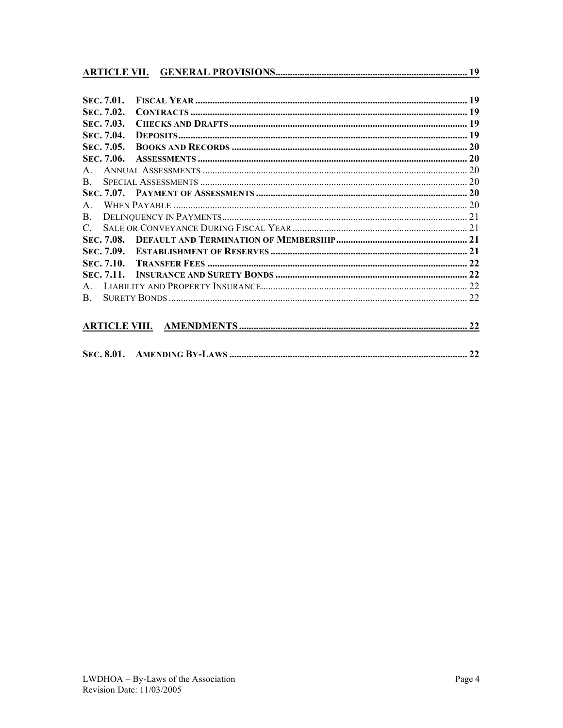**ARTICLE VII. GENERAL PROVISIONS** ..... 19

**SEC. 7.01. FISCAL YEAR** ..... 19
**SEC. 7.02. CONTRACTS** ..... 19
**SEC. 7.03. CHECKS AND DRAFTS** ..... 19
**SEC. 7.04. DEPOSITS** ..... 19
**SEC. 7.05. BOOKS AND RECORDS** ..... 20
**SEC. 7.06. ASSESSMENTS** ..... 20
A. ANNUAL ASSESSMENTS ..... 20
B. SPECIAL ASSESSMENTS ..... 20
**SEC. 7.07. PAYMENT OF ASSESSMENTS** ..... 20
A. WHEN PAYABLE ..... 20
B. DELINQUENCY IN PAYMENTS ..... 21
C. SALE OR CONVEYANCE DURING FISCAL YEAR ..... 21
**SEC. 7.08. DEFAULT AND TERMINATION OF MEMBERSHIP** ..... 21
**SEC. 7.09. ESTABLISHMENT OF RESERVES** ..... 21
**SEC. 7.10. TRANSFER FEES** ..... 22
**SEC. 7.11. INSURANCE AND SURETY BONDS** ..... 22
A. LIABILITY AND PROPERTY INSURANCE ..... 22
B. SURETY BONDS ..... 22

**ARTICLE VIII. AMENDMENTS** ..... 22

**SEC. 8.01. AMENDING BY-LAWS** ..... 22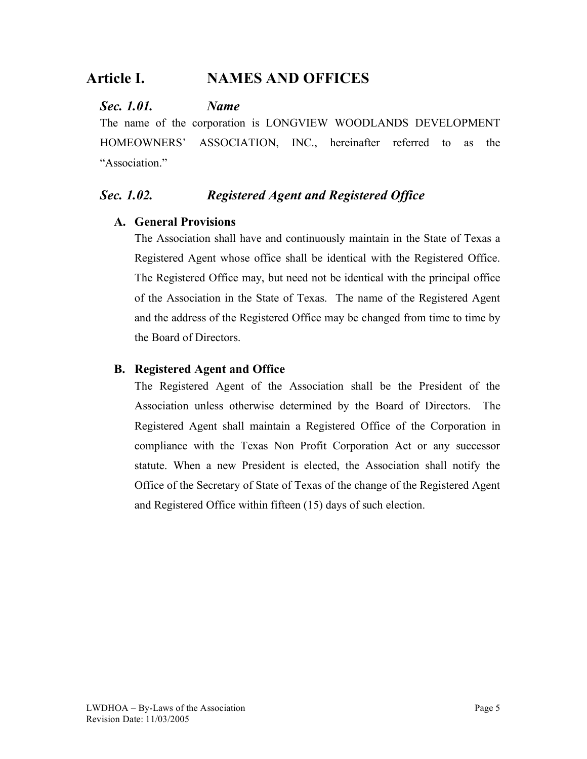# Article I. NAMES AND OFFICES

## *Sec. 1.01. Name*

The name of the corporation is LONGVIEW WOODLANDS DEVELOPMENT HOMEOWNERS' ASSOCIATION, INC., hereinafter referred to as the "Association."

## *Sec. 1.02. Registered Agent and Registered Office*

### A. General Provisions

The Association shall have and continuously maintain in the State of Texas a Registered Agent whose office shall be identical with the Registered Office. The Registered Office may, but need not be identical with the principal office of the Association in the State of Texas. The name of the Registered Agent and the address of the Registered Office may be changed from time to time by the Board of Directors.

### B. Registered Agent and Office

The Registered Agent of the Association shall be the President of the Association unless otherwise determined by the Board of Directors. The Registered Agent shall maintain a Registered Office of the Corporation in compliance with the Texas Non Profit Corporation Act or any successor statute. When a new President is elected, the Association shall notify the Office of the Secretary of State of Texas of the change of the Registered Agent and Registered Office within fifteen (15) days of such election.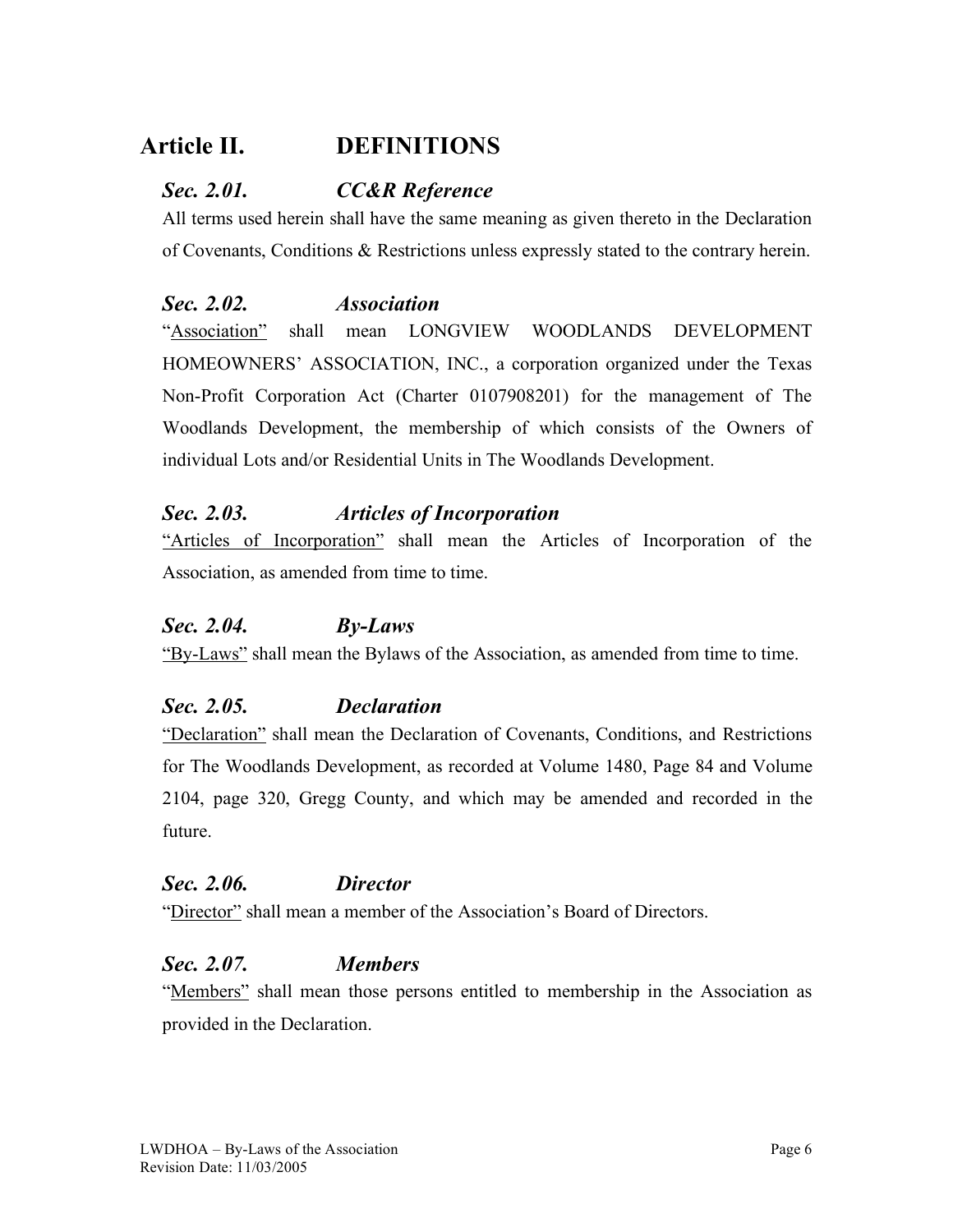# Article II. DEFINITIONS

## *Sec. 2.01. CC&R Reference*

All terms used herein shall have the same meaning as given thereto in the Declaration of Covenants, Conditions & Restrictions unless expressly stated to the contrary herein.

## *Sec. 2.02. Association*

"<u>Association</u>" shall mean LONGVIEW WOODLANDS DEVELOPMENT HOMEOWNERS' ASSOCIATION, INC., a corporation organized under the Texas Non-Profit Corporation Act (Charter 0107908201) for the management of The Woodlands Development, the membership of which consists of the Owners of individual Lots and/or Residential Units in The Woodlands Development.

## *Sec. 2.03. Articles of Incorporation*

"<u>Articles of Incorporation</u>" shall mean the Articles of Incorporation of the Association, as amended from time to time.

## *Sec. 2.04. By-Laws*

"<u>By-Laws</u>" shall mean the Bylaws of the Association, as amended from time to time.

## *Sec. 2.05. Declaration*

"<u>Declaration</u>" shall mean the Declaration of Covenants, Conditions, and Restrictions for The Woodlands Development, as recorded at Volume 1480, Page 84 and Volume 2104, page 320, Gregg County, and which may be amended and recorded in the future.

## *Sec. 2.06. Director*

"<u>Director</u>" shall mean a member of the Association's Board of Directors.

## *Sec. 2.07. Members*

"<u>Members</u>" shall mean those persons entitled to membership in the Association as provided in the Declaration.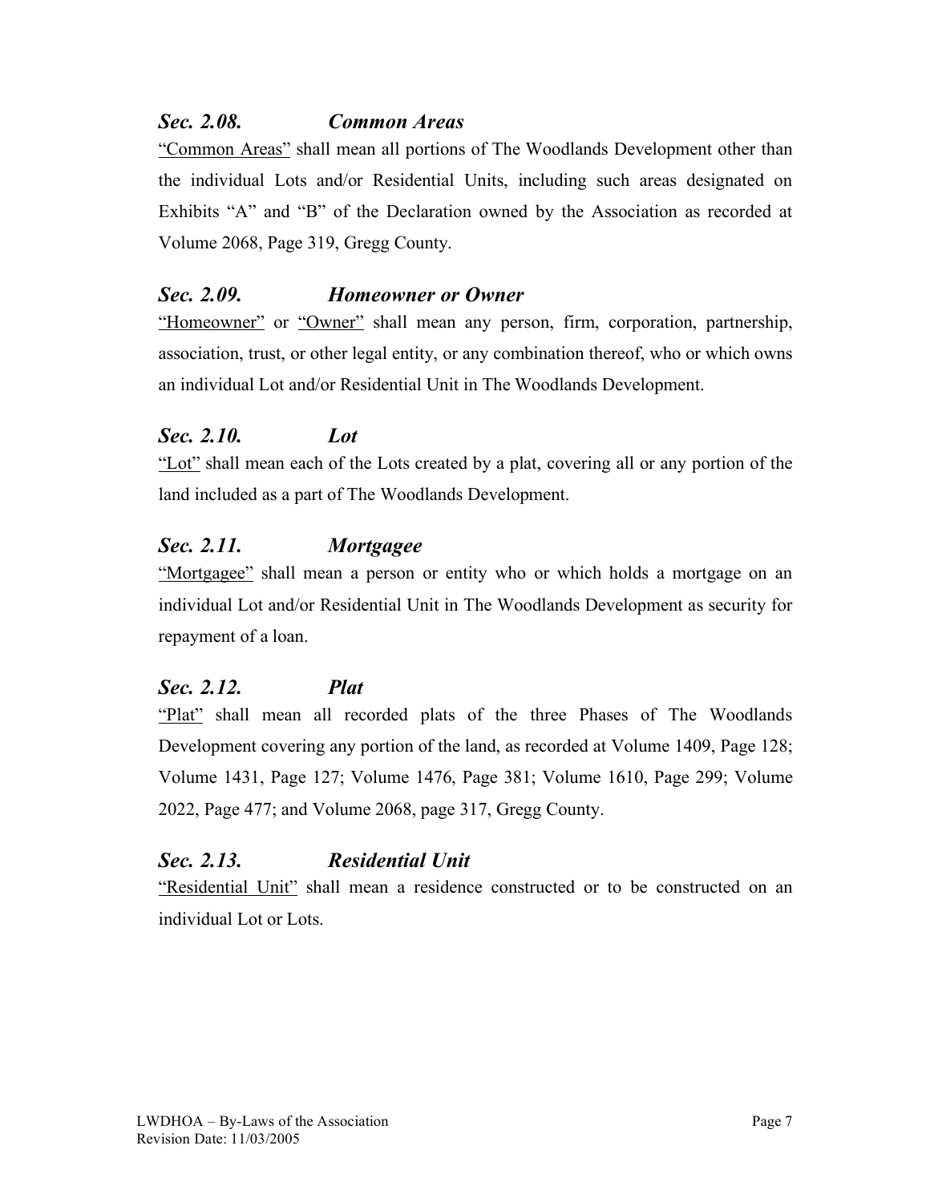### *Sec. 2.08. Common Areas*

"Common Areas" shall mean all portions of The Woodlands Development other than the individual Lots and/or Residential Units, including such areas designated on Exhibits "A" and "B" of the Declaration owned by the Association as recorded at Volume 2068, Page 319, Gregg County.

### *Sec. 2.09. Homeowner or Owner*

"Homeowner" or "Owner" shall mean any person, firm, corporation, partnership, association, trust, or other legal entity, or any combination thereof, who or which owns an individual Lot and/or Residential Unit in The Woodlands Development.

### *Sec. 2.10. Lot*

"Lot" shall mean each of the Lots created by a plat, covering all or any portion of the land included as a part of The Woodlands Development.

### *Sec. 2.11. Mortgagee*

"Mortgagee" shall mean a person or entity who or which holds a mortgage on an individual Lot and/or Residential Unit in The Woodlands Development as security for repayment of a loan.

### *Sec. 2.12. Plat*

"Plat" shall mean all recorded plats of the three Phases of The Woodlands Development covering any portion of the land, as recorded at Volume 1409, Page 128; Volume 1431, Page 127; Volume 1476, Page 381; Volume 1610, Page 299; Volume 2022, Page 477; and Volume 2068, page 317, Gregg County.

### *Sec. 2.13. Residential Unit*

"Residential Unit" shall mean a residence constructed or to be constructed on an individual Lot or Lots.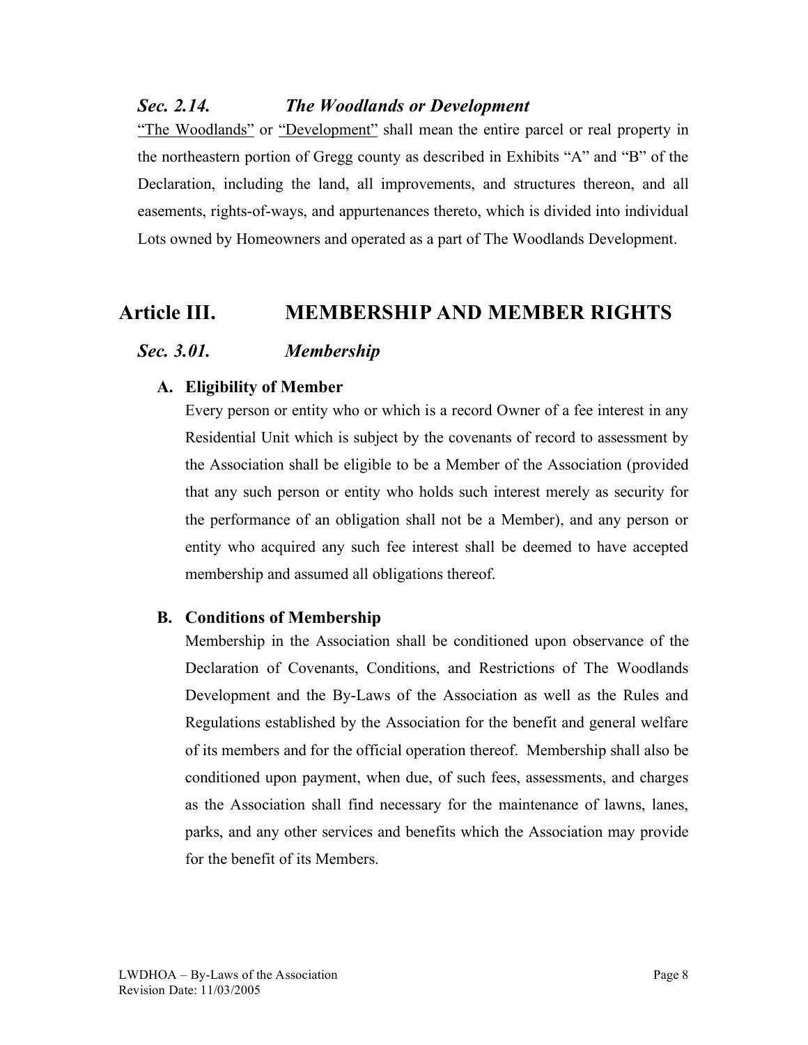### *Sec. 2.14. The Woodlands or Development*

"The Woodlands" or "Development" shall mean the entire parcel or real property in the northeastern portion of Gregg county as described in Exhibits "A" and "B" of the Declaration, including the land, all improvements, and structures thereon, and all easements, rights-of-ways, and appurtenances thereto, which is divided into individual Lots owned by Homeowners and operated as a part of The Woodlands Development.

## Article III. MEMBERSHIP AND MEMBER RIGHTS

### *Sec. 3.01. Membership*

**A. Eligibility of Member**

Every person or entity who or which is a record Owner of a fee interest in any Residential Unit which is subject by the covenants of record to assessment by the Association shall be eligible to be a Member of the Association (provided that any such person or entity who holds such interest merely as security for the performance of an obligation shall not be a Member), and any person or entity who acquired any such fee interest shall be deemed to have accepted membership and assumed all obligations thereof.

**B. Conditions of Membership**

Membership in the Association shall be conditioned upon observance of the Declaration of Covenants, Conditions, and Restrictions of The Woodlands Development and the By-Laws of the Association as well as the Rules and Regulations established by the Association for the benefit and general welfare of its members and for the official operation thereof. Membership shall also be conditioned upon payment, when due, of such fees, assessments, and charges as the Association shall find necessary for the maintenance of lawns, lanes, parks, and any other services and benefits which the Association may provide for the benefit of its Members.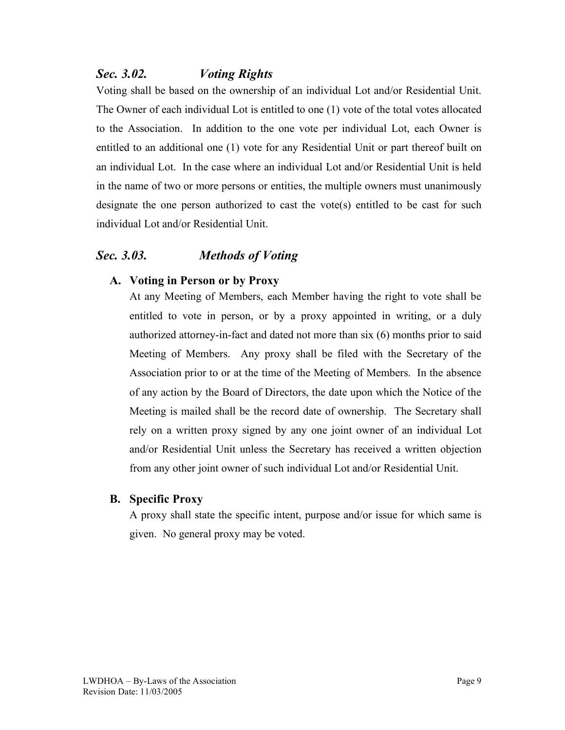### *Sec. 3.02. Voting Rights*

Voting shall be based on the ownership of an individual Lot and/or Residential Unit. The Owner of each individual Lot is entitled to one (1) vote of the total votes allocated to the Association. In addition to the one vote per individual Lot, each Owner is entitled to an additional one (1) vote for any Residential Unit or part thereof built on an individual Lot. In the case where an individual Lot and/or Residential Unit is held in the name of two or more persons or entities, the multiple owners must unanimously designate the one person authorized to cast the vote(s) entitled to be cast for such individual Lot and/or Residential Unit.

### *Sec. 3.03. Methods of Voting*

**A. Voting in Person or by Proxy**

At any Meeting of Members, each Member having the right to vote shall be entitled to vote in person, or by a proxy appointed in writing, or a duly authorized attorney-in-fact and dated not more than six (6) months prior to said Meeting of Members. Any proxy shall be filed with the Secretary of the Association prior to or at the time of the Meeting of Members. In the absence of any action by the Board of Directors, the date upon which the Notice of the Meeting is mailed shall be the record date of ownership. The Secretary shall rely on a written proxy signed by any one joint owner of an individual Lot and/or Residential Unit unless the Secretary has received a written objection from any other joint owner of such individual Lot and/or Residential Unit.

**B. Specific Proxy**

A proxy shall state the specific intent, purpose and/or issue for which same is given. No general proxy may be voted.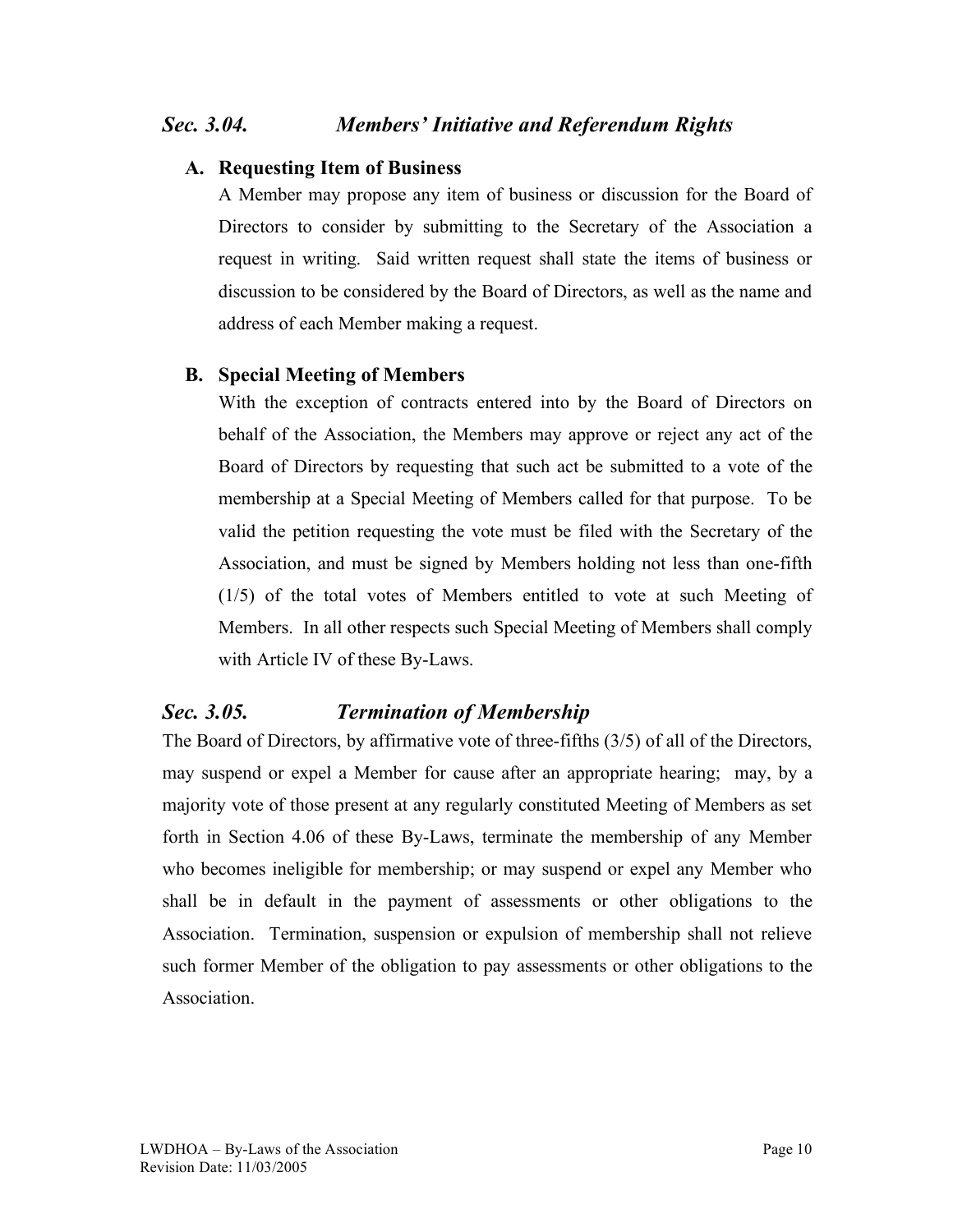## *Sec. 3.04. Members' Initiative and Referendum Rights*

**A. Requesting Item of Business**

A Member may propose any item of business or discussion for the Board of Directors to consider by submitting to the Secretary of the Association a request in writing. Said written request shall state the items of business or discussion to be considered by the Board of Directors, as well as the name and address of each Member making a request.

**B. Special Meeting of Members**

With the exception of contracts entered into by the Board of Directors on behalf of the Association, the Members may approve or reject any act of the Board of Directors by requesting that such act be submitted to a vote of the membership at a Special Meeting of Members called for that purpose. To be valid the petition requesting the vote must be filed with the Secretary of the Association, and must be signed by Members holding not less than one-fifth (1/5) of the total votes of Members entitled to vote at such Meeting of Members. In all other respects such Special Meeting of Members shall comply with Article IV of these By-Laws.

## *Sec. 3.05. Termination of Membership*

The Board of Directors, by affirmative vote of three-fifths (3/5) of all of the Directors, may suspend or expel a Member for cause after an appropriate hearing; may, by a majority vote of those present at any regularly constituted Meeting of Members as set forth in Section 4.06 of these By-Laws, terminate the membership of any Member who becomes ineligible for membership; or may suspend or expel any Member who shall be in default in the payment of assessments or other obligations to the Association. Termination, suspension or expulsion of membership shall not relieve such former Member of the obligation to pay assessments or other obligations to the Association.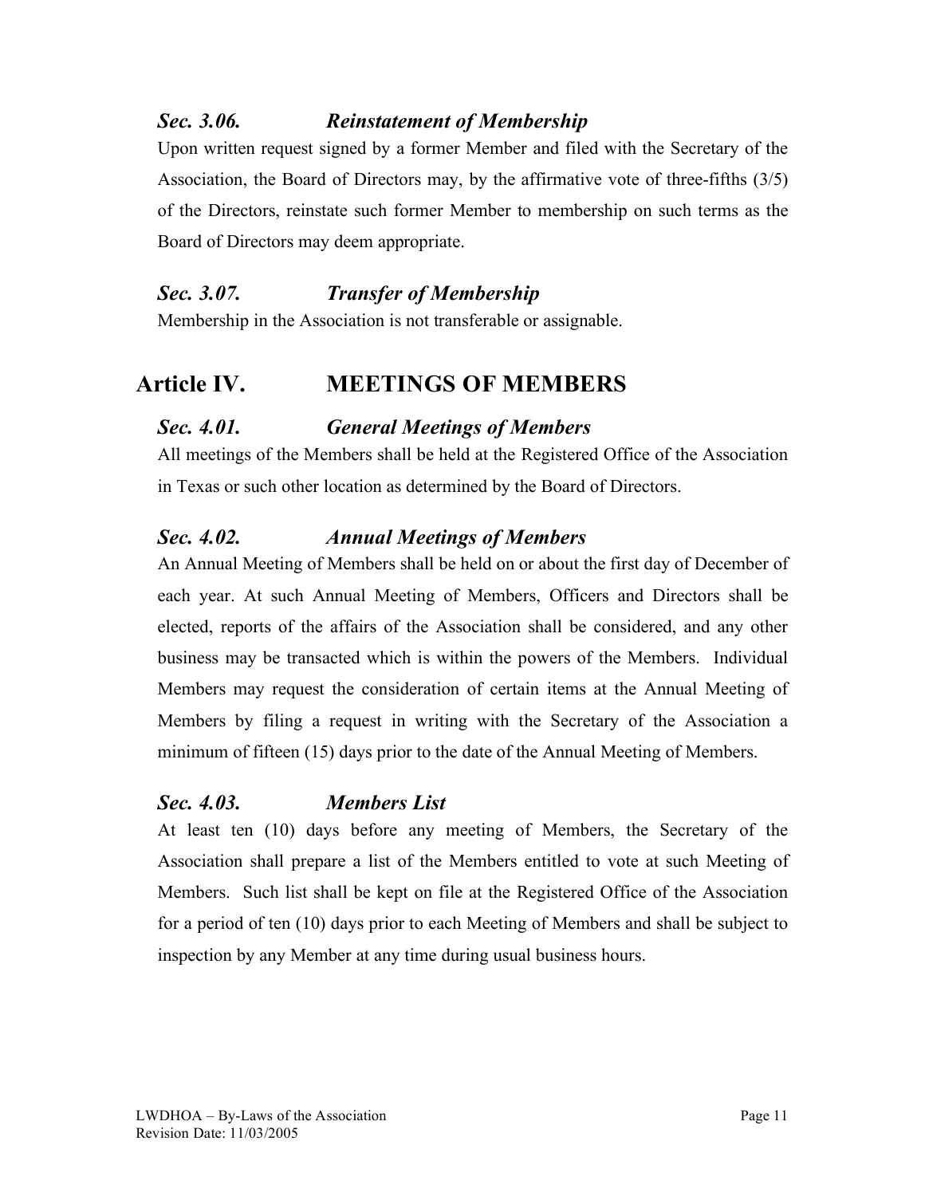### *Sec. 3.06. Reinstatement of Membership*

Upon written request signed by a former Member and filed with the Secretary of the Association, the Board of Directors may, by the affirmative vote of three-fifths (3/5) of the Directors, reinstate such former Member to membership on such terms as the Board of Directors may deem appropriate.

### *Sec. 3.07. Transfer of Membership*

Membership in the Association is not transferable or assignable.

## Article IV. MEETINGS OF MEMBERS

### *Sec. 4.01. General Meetings of Members*

All meetings of the Members shall be held at the Registered Office of the Association in Texas or such other location as determined by the Board of Directors.

### *Sec. 4.02. Annual Meetings of Members*

An Annual Meeting of Members shall be held on or about the first day of December of each year. At such Annual Meeting of Members, Officers and Directors shall be elected, reports of the affairs of the Association shall be considered, and any other business may be transacted which is within the powers of the Members. Individual Members may request the consideration of certain items at the Annual Meeting of Members by filing a request in writing with the Secretary of the Association a minimum of fifteen (15) days prior to the date of the Annual Meeting of Members.

### *Sec. 4.03. Members List*

At least ten (10) days before any meeting of Members, the Secretary of the Association shall prepare a list of the Members entitled to vote at such Meeting of Members. Such list shall be kept on file at the Registered Office of the Association for a period of ten (10) days prior to each Meeting of Members and shall be subject to inspection by any Member at any time during usual business hours.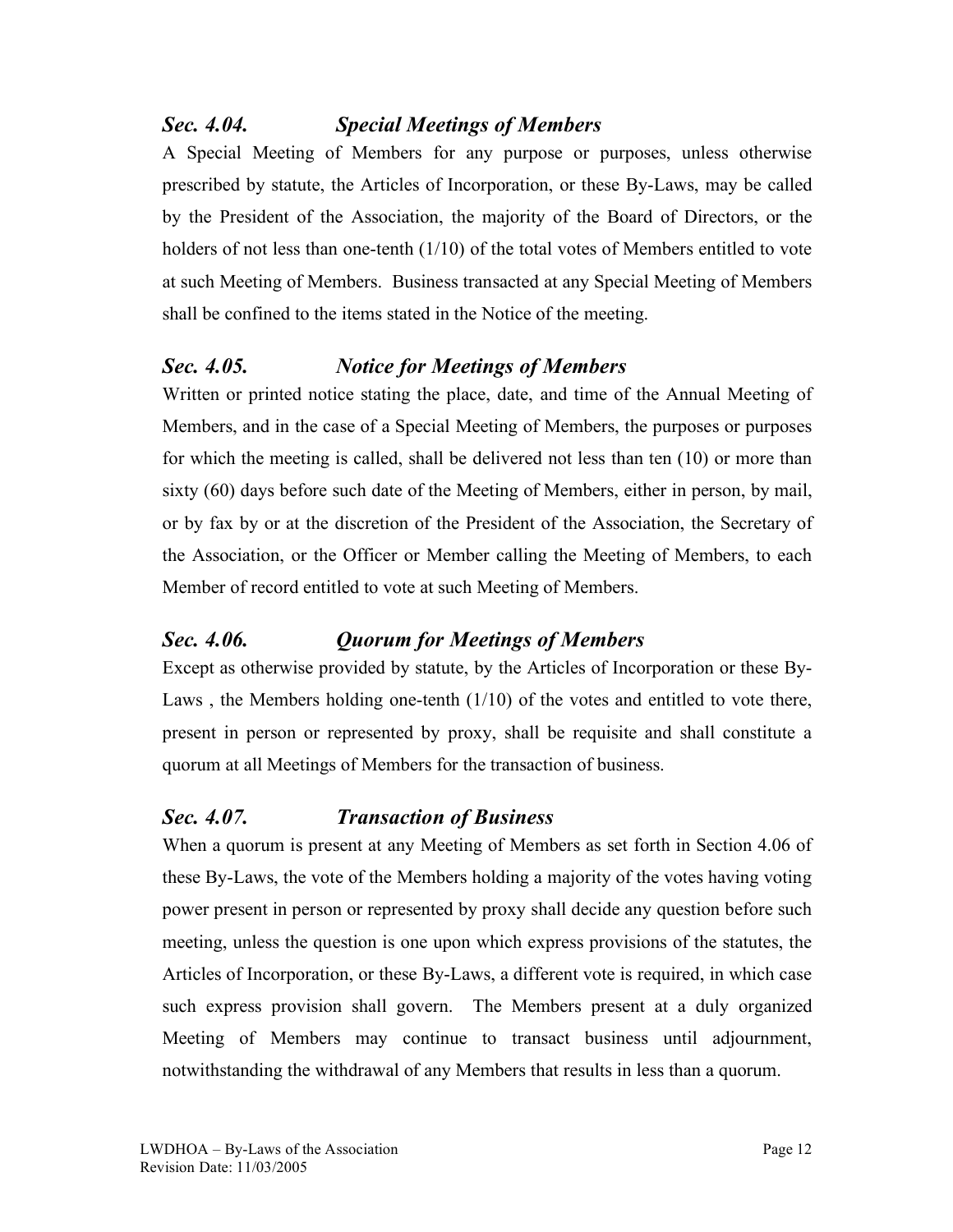### *Sec. 4.04. Special Meetings of Members*

A Special Meeting of Members for any purpose or purposes, unless otherwise prescribed by statute, the Articles of Incorporation, or these By-Laws, may be called by the President of the Association, the majority of the Board of Directors, or the holders of not less than one-tenth (1/10) of the total votes of Members entitled to vote at such Meeting of Members. Business transacted at any Special Meeting of Members shall be confined to the items stated in the Notice of the meeting.

### *Sec. 4.05. Notice for Meetings of Members*

Written or printed notice stating the place, date, and time of the Annual Meeting of Members, and in the case of a Special Meeting of Members, the purposes or purposes for which the meeting is called, shall be delivered not less than ten (10) or more than sixty (60) days before such date of the Meeting of Members, either in person, by mail, or by fax by or at the discretion of the President of the Association, the Secretary of the Association, or the Officer or Member calling the Meeting of Members, to each Member of record entitled to vote at such Meeting of Members.

### *Sec. 4.06. Quorum for Meetings of Members*

Except as otherwise provided by statute, by the Articles of Incorporation or these By-Laws , the Members holding one-tenth (1/10) of the votes and entitled to vote there, present in person or represented by proxy, shall be requisite and shall constitute a quorum at all Meetings of Members for the transaction of business.

### *Sec. 4.07. Transaction of Business*

When a quorum is present at any Meeting of Members as set forth in Section 4.06 of these By-Laws, the vote of the Members holding a majority of the votes having voting power present in person or represented by proxy shall decide any question before such meeting, unless the question is one upon which express provisions of the statutes, the Articles of Incorporation, or these By-Laws, a different vote is required, in which case such express provision shall govern. The Members present at a duly organized Meeting of Members may continue to transact business until adjournment, notwithstanding the withdrawal of any Members that results in less than a quorum.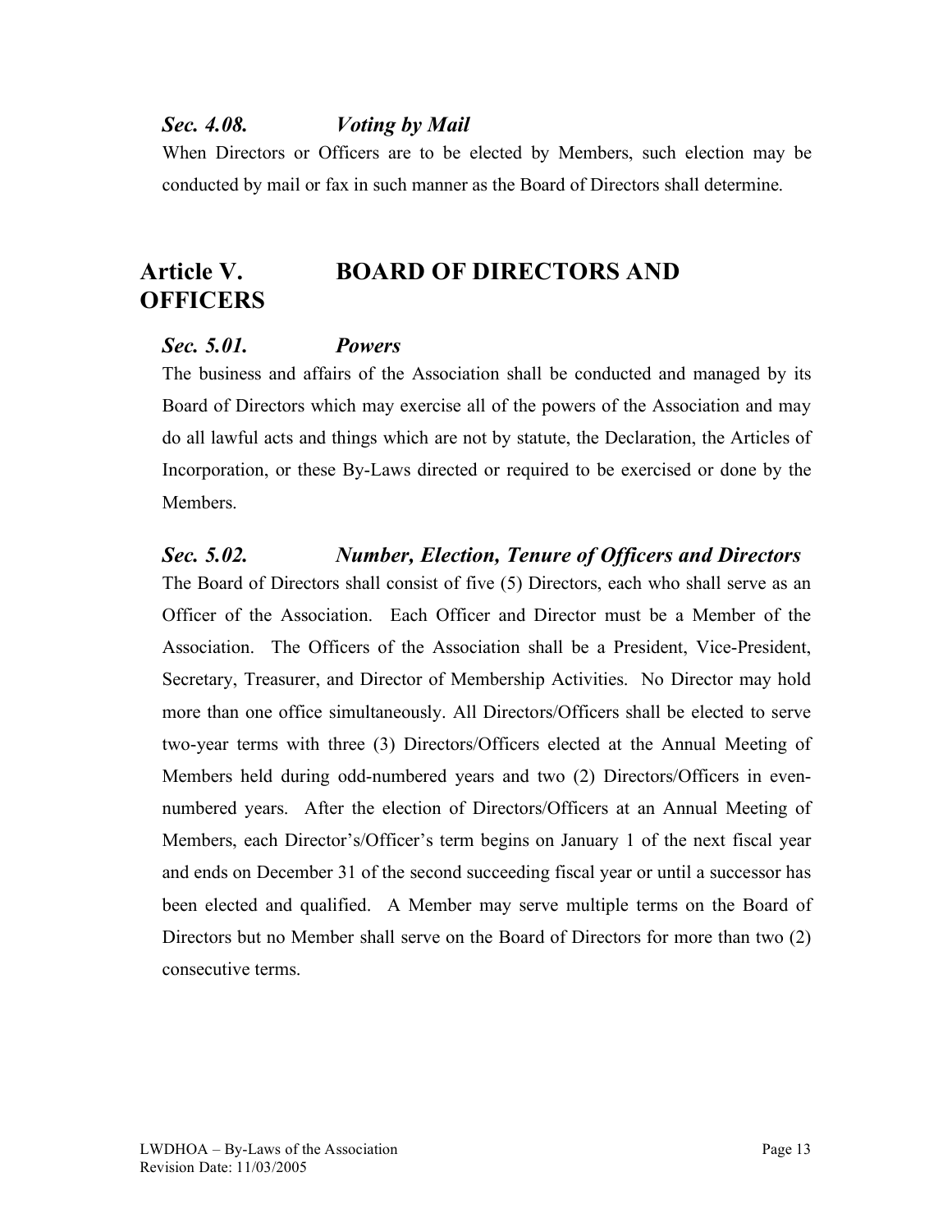### *Sec. 4.08. Voting by Mail*

When Directors or Officers are to be elected by Members, such election may be conducted by mail or fax in such manner as the Board of Directors shall determine.

## Article V. BOARD OF DIRECTORS AND OFFICERS

### *Sec. 5.01. Powers*

The business and affairs of the Association shall be conducted and managed by its Board of Directors which may exercise all of the powers of the Association and may do all lawful acts and things which are not by statute, the Declaration, the Articles of Incorporation, or these By-Laws directed or required to be exercised or done by the Members.

### *Sec. 5.02. Number, Election, Tenure of Officers and Directors*

The Board of Directors shall consist of five (5) Directors, each who shall serve as an Officer of the Association. Each Officer and Director must be a Member of the Association. The Officers of the Association shall be a President, Vice-President, Secretary, Treasurer, and Director of Membership Activities. No Director may hold more than one office simultaneously. All Directors/Officers shall be elected to serve two-year terms with three (3) Directors/Officers elected at the Annual Meeting of Members held during odd-numbered years and two (2) Directors/Officers in even-numbered years. After the election of Directors/Officers at an Annual Meeting of Members, each Director's/Officer's term begins on January 1 of the next fiscal year and ends on December 31 of the second succeeding fiscal year or until a successor has been elected and qualified. A Member may serve multiple terms on the Board of Directors but no Member shall serve on the Board of Directors for more than two (2) consecutive terms.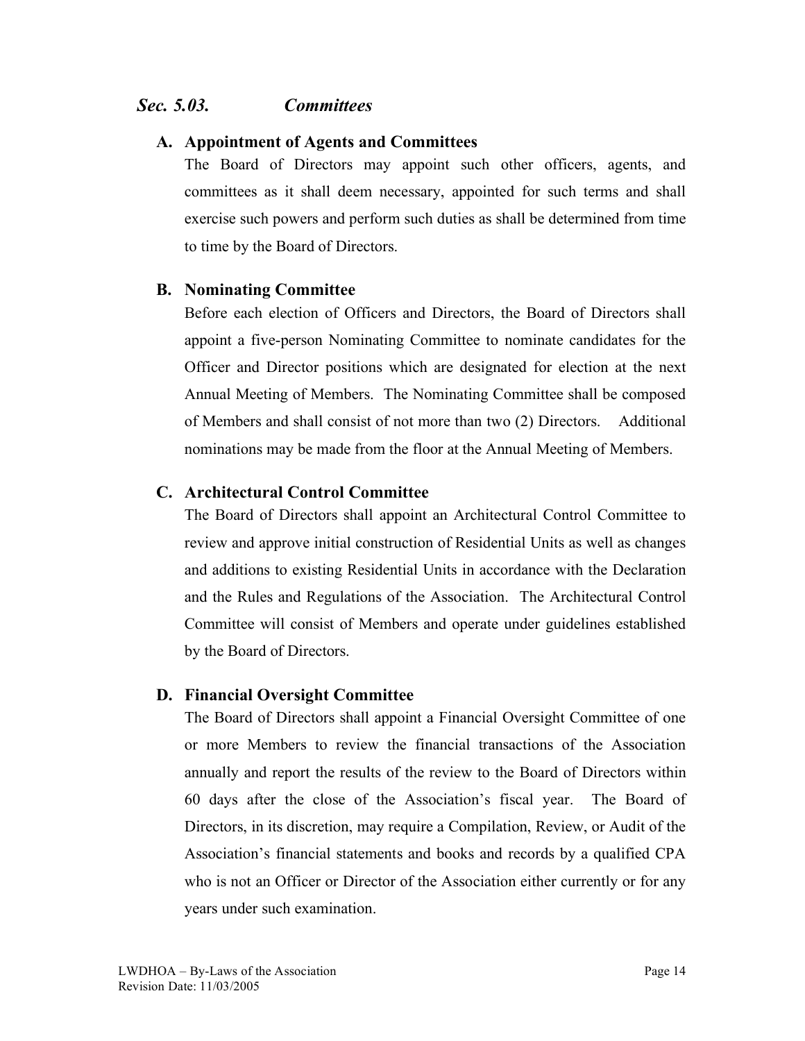## *Sec. 5.03. Committees*

### A. Appointment of Agents and Committees

The Board of Directors may appoint such other officers, agents, and committees as it shall deem necessary, appointed for such terms and shall exercise such powers and perform such duties as shall be determined from time to time by the Board of Directors.

### B. Nominating Committee

Before each election of Officers and Directors, the Board of Directors shall appoint a five-person Nominating Committee to nominate candidates for the Officer and Director positions which are designated for election at the next Annual Meeting of Members. The Nominating Committee shall be composed of Members and shall consist of not more than two (2) Directors. Additional nominations may be made from the floor at the Annual Meeting of Members.

### C. Architectural Control Committee

The Board of Directors shall appoint an Architectural Control Committee to review and approve initial construction of Residential Units as well as changes and additions to existing Residential Units in accordance with the Declaration and the Rules and Regulations of the Association. The Architectural Control Committee will consist of Members and operate under guidelines established by the Board of Directors.

### D. Financial Oversight Committee

The Board of Directors shall appoint a Financial Oversight Committee of one or more Members to review the financial transactions of the Association annually and report the results of the review to the Board of Directors within 60 days after the close of the Association's fiscal year. The Board of Directors, in its discretion, may require a Compilation, Review, or Audit of the Association's financial statements and books and records by a qualified CPA who is not an Officer or Director of the Association either currently or for any years under such examination.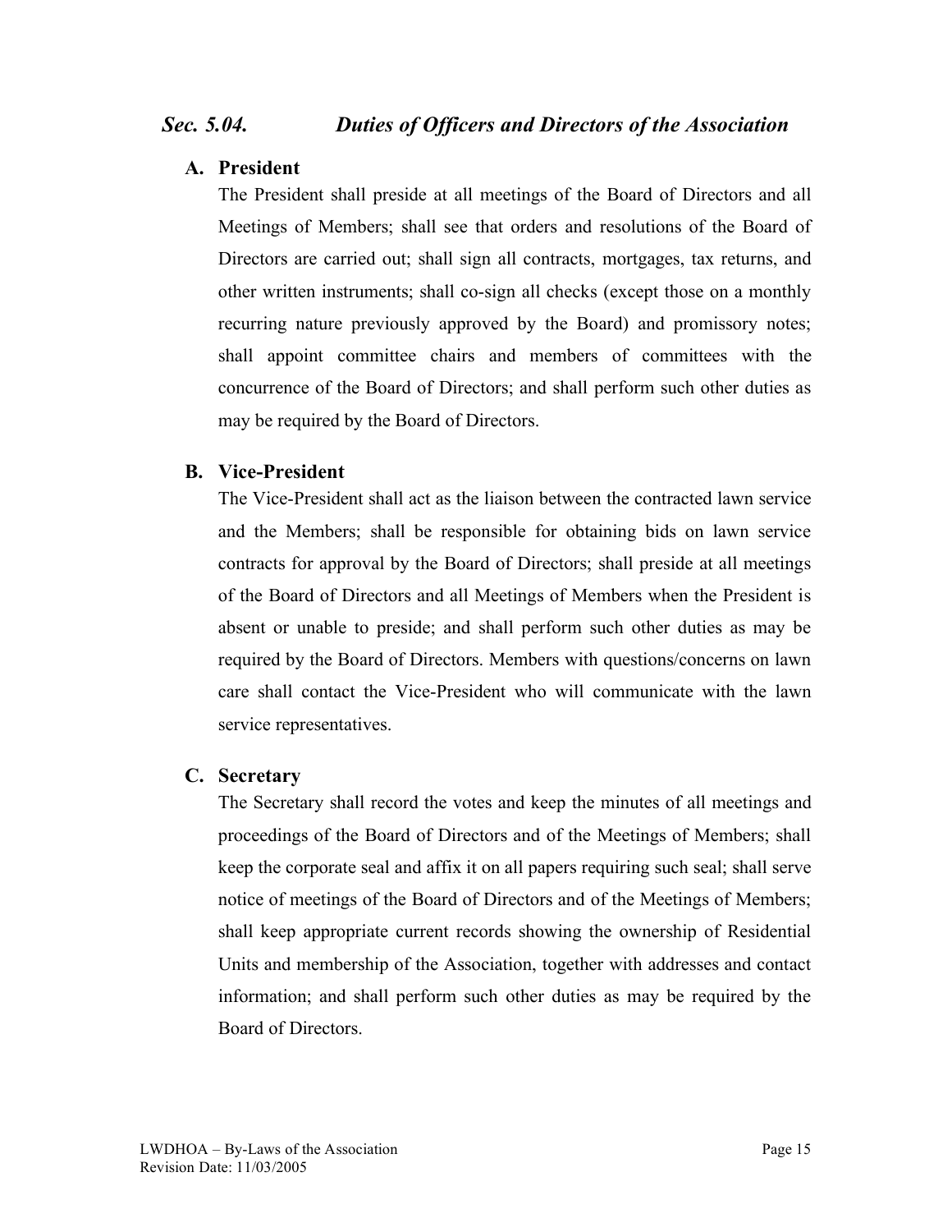### *Sec. 5.04. Duties of Officers and Directors of the Association*

**A. President**

The President shall preside at all meetings of the Board of Directors and all Meetings of Members; shall see that orders and resolutions of the Board of Directors are carried out; shall sign all contracts, mortgages, tax returns, and other written instruments; shall co-sign all checks (except those on a monthly recurring nature previously approved by the Board) and promissory notes; shall appoint committee chairs and members of committees with the concurrence of the Board of Directors; and shall perform such other duties as may be required by the Board of Directors.

**B. Vice-President**

The Vice-President shall act as the liaison between the contracted lawn service and the Members; shall be responsible for obtaining bids on lawn service contracts for approval by the Board of Directors; shall preside at all meetings of the Board of Directors and all Meetings of Members when the President is absent or unable to preside; and shall perform such other duties as may be required by the Board of Directors. Members with questions/concerns on lawn care shall contact the Vice-President who will communicate with the lawn service representatives.

**C. Secretary**

The Secretary shall record the votes and keep the minutes of all meetings and proceedings of the Board of Directors and of the Meetings of Members; shall keep the corporate seal and affix it on all papers requiring such seal; shall serve notice of meetings of the Board of Directors and of the Meetings of Members; shall keep appropriate current records showing the ownership of Residential Units and membership of the Association, together with addresses and contact information; and shall perform such other duties as may be required by the Board of Directors.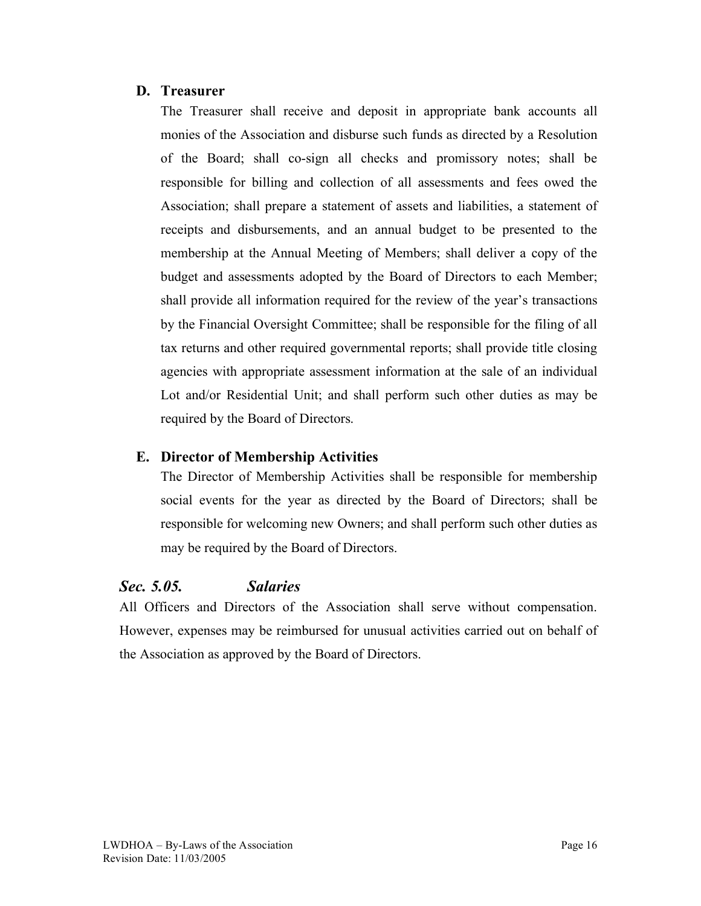**D. Treasurer**

The Treasurer shall receive and deposit in appropriate bank accounts all monies of the Association and disburse such funds as directed by a Resolution of the Board; shall co-sign all checks and promissory notes; shall be responsible for billing and collection of all assessments and fees owed the Association; shall prepare a statement of assets and liabilities, a statement of receipts and disbursements, and an annual budget to be presented to the membership at the Annual Meeting of Members; shall deliver a copy of the budget and assessments adopted by the Board of Directors to each Member; shall provide all information required for the review of the year's transactions by the Financial Oversight Committee; shall be responsible for the filing of all tax returns and other required governmental reports; shall provide title closing agencies with appropriate assessment information at the sale of an individual Lot and/or Residential Unit; and shall perform such other duties as may be required by the Board of Directors.

**E. Director of Membership Activities**

The Director of Membership Activities shall be responsible for membership social events for the year as directed by the Board of Directors; shall be responsible for welcoming new Owners; and shall perform such other duties as may be required by the Board of Directors.

### ***Sec. 5.05. Salaries***

All Officers and Directors of the Association shall serve without compensation. However, expenses may be reimbursed for unusual activities carried out on behalf of the Association as approved by the Board of Directors.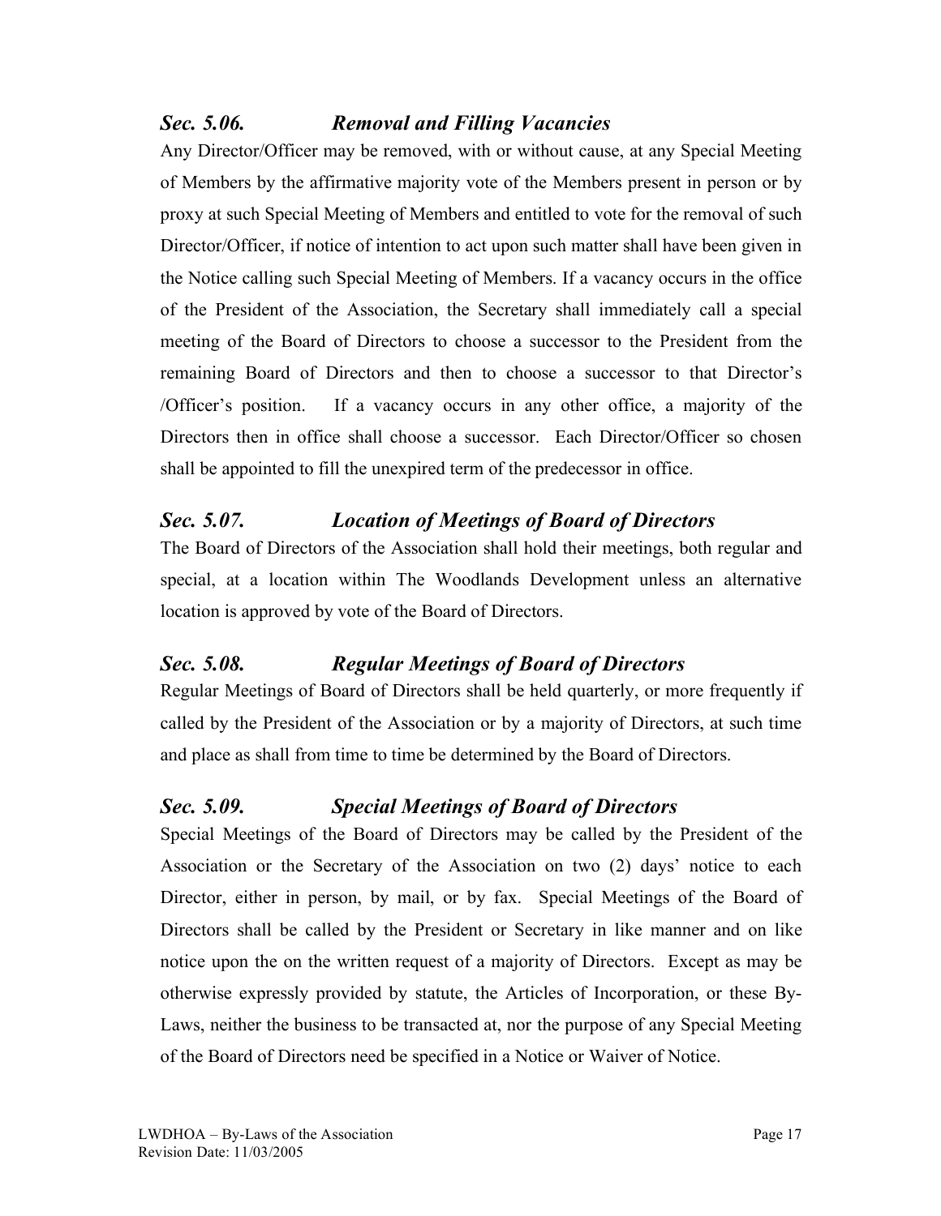### *Sec. 5.06. Removal and Filling Vacancies*

Any Director/Officer may be removed, with or without cause, at any Special Meeting of Members by the affirmative majority vote of the Members present in person or by proxy at such Special Meeting of Members and entitled to vote for the removal of such Director/Officer, if notice of intention to act upon such matter shall have been given in the Notice calling such Special Meeting of Members. If a vacancy occurs in the office of the President of the Association, the Secretary shall immediately call a special meeting of the Board of Directors to choose a successor to the President from the remaining Board of Directors and then to choose a successor to that Director's /Officer's position. If a vacancy occurs in any other office, a majority of the Directors then in office shall choose a successor. Each Director/Officer so chosen shall be appointed to fill the unexpired term of the predecessor in office.

### *Sec. 5.07. Location of Meetings of Board of Directors*

The Board of Directors of the Association shall hold their meetings, both regular and special, at a location within The Woodlands Development unless an alternative location is approved by vote of the Board of Directors.

### *Sec. 5.08. Regular Meetings of Board of Directors*

Regular Meetings of Board of Directors shall be held quarterly, or more frequently if called by the President of the Association or by a majority of Directors, at such time and place as shall from time to time be determined by the Board of Directors.

### *Sec. 5.09. Special Meetings of Board of Directors*

Special Meetings of the Board of Directors may be called by the President of the Association or the Secretary of the Association on two (2) days' notice to each Director, either in person, by mail, or by fax. Special Meetings of the Board of Directors shall be called by the President or Secretary in like manner and on like notice upon the on the written request of a majority of Directors. Except as may be otherwise expressly provided by statute, the Articles of Incorporation, or these By-Laws, neither the business to be transacted at, nor the purpose of any Special Meeting of the Board of Directors need be specified in a Notice or Waiver of Notice.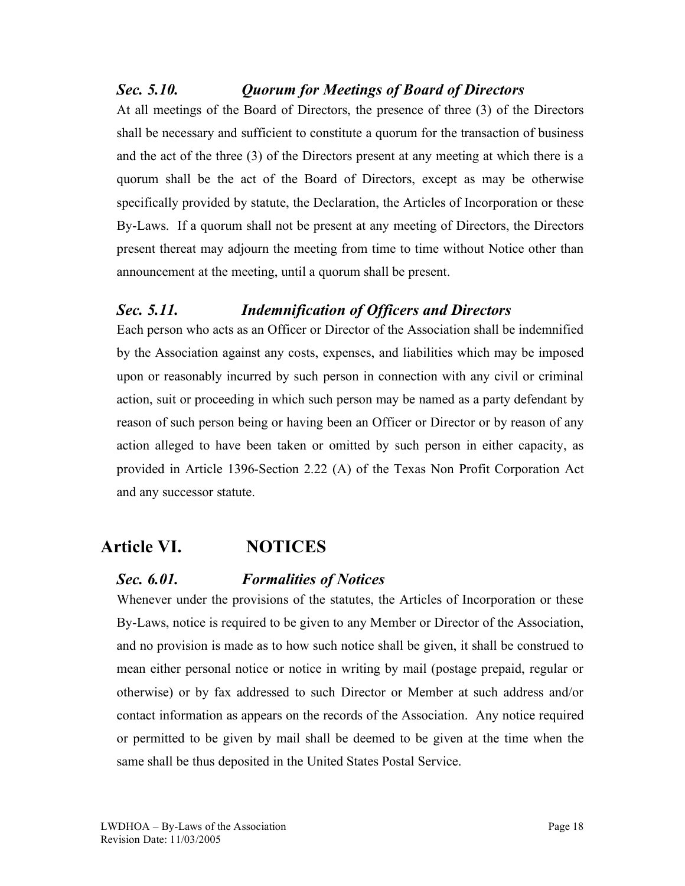### *Sec. 5.10. Quorum for Meetings of Board of Directors*

At all meetings of the Board of Directors, the presence of three (3) of the Directors shall be necessary and sufficient to constitute a quorum for the transaction of business and the act of the three (3) of the Directors present at any meeting at which there is a quorum shall be the act of the Board of Directors, except as may be otherwise specifically provided by statute, the Declaration, the Articles of Incorporation or these By-Laws. If a quorum shall not be present at any meeting of Directors, the Directors present thereat may adjourn the meeting from time to time without Notice other than announcement at the meeting, until a quorum shall be present.

### *Sec. 5.11. Indemnification of Officers and Directors*

Each person who acts as an Officer or Director of the Association shall be indemnified by the Association against any costs, expenses, and liabilities which may be imposed upon or reasonably incurred by such person in connection with any civil or criminal action, suit or proceeding in which such person may be named as a party defendant by reason of such person being or having been an Officer or Director or by reason of any action alleged to have been taken or omitted by such person in either capacity, as provided in Article 1396-Section 2.22 (A) of the Texas Non Profit Corporation Act and any successor statute.

## Article VI. NOTICES

### *Sec. 6.01. Formalities of Notices*

Whenever under the provisions of the statutes, the Articles of Incorporation or these By-Laws, notice is required to be given to any Member or Director of the Association, and no provision is made as to how such notice shall be given, it shall be construed to mean either personal notice or notice in writing by mail (postage prepaid, regular or otherwise) or by fax addressed to such Director or Member at such address and/or contact information as appears on the records of the Association. Any notice required or permitted to be given by mail shall be deemed to be given at the time when the same shall be thus deposited in the United States Postal Service.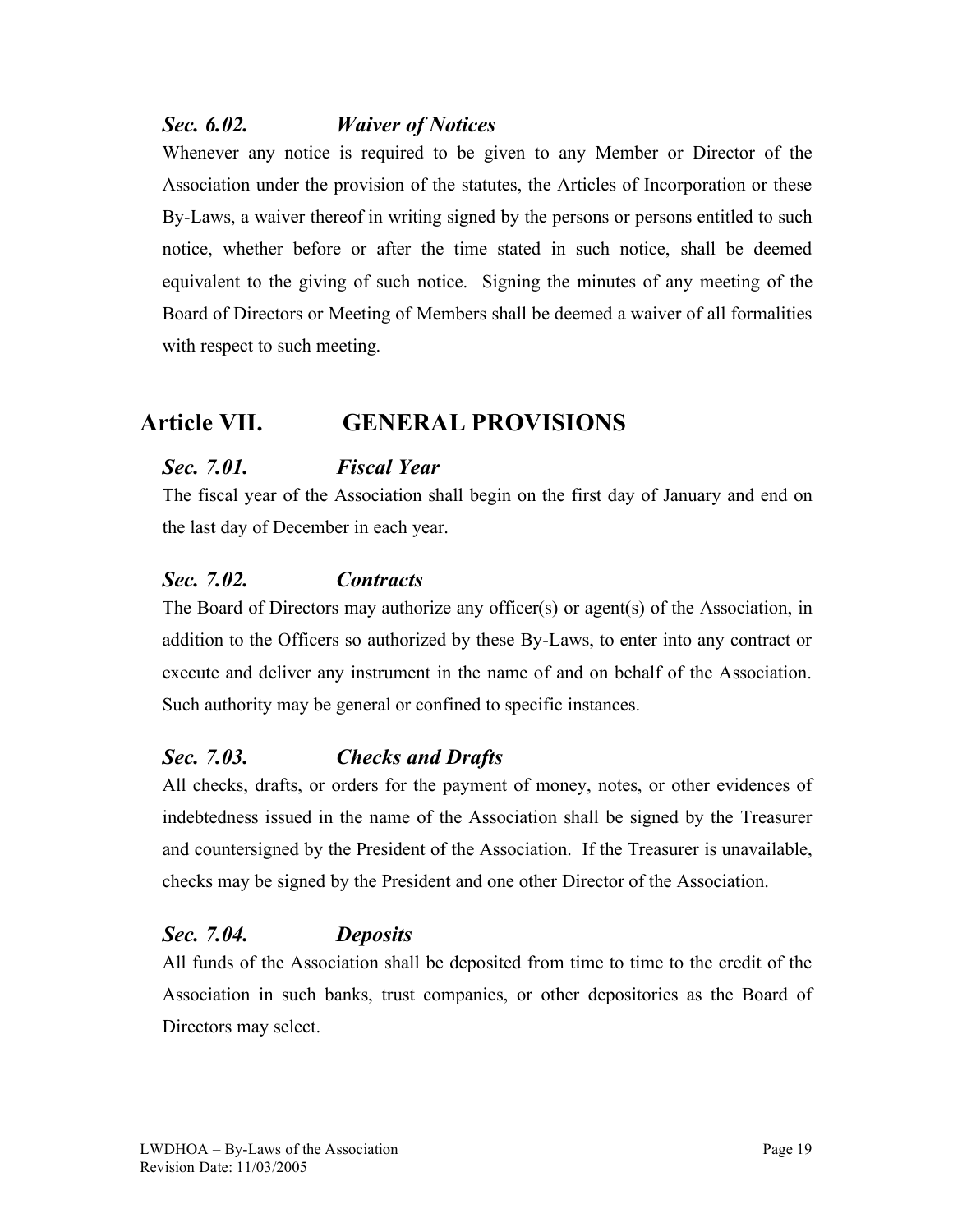### *Sec. 6.02. Waiver of Notices*

Whenever any notice is required to be given to any Member or Director of the Association under the provision of the statutes, the Articles of Incorporation or these By-Laws, a waiver thereof in writing signed by the persons or persons entitled to such notice, whether before or after the time stated in such notice, shall be deemed equivalent to the giving of such notice. Signing the minutes of any meeting of the Board of Directors or Meeting of Members shall be deemed a waiver of all formalities with respect to such meeting.

## Article VII. GENERAL PROVISIONS

### *Sec. 7.01. Fiscal Year*

The fiscal year of the Association shall begin on the first day of January and end on the last day of December in each year.

### *Sec. 7.02. Contracts*

The Board of Directors may authorize any officer(s) or agent(s) of the Association, in addition to the Officers so authorized by these By-Laws, to enter into any contract or execute and deliver any instrument in the name of and on behalf of the Association. Such authority may be general or confined to specific instances.

### *Sec. 7.03. Checks and Drafts*

All checks, drafts, or orders for the payment of money, notes, or other evidences of indebtedness issued in the name of the Association shall be signed by the Treasurer and countersigned by the President of the Association. If the Treasurer is unavailable, checks may be signed by the President and one other Director of the Association.

### *Sec. 7.04. Deposits*

All funds of the Association shall be deposited from time to time to the credit of the Association in such banks, trust companies, or other depositories as the Board of Directors may select.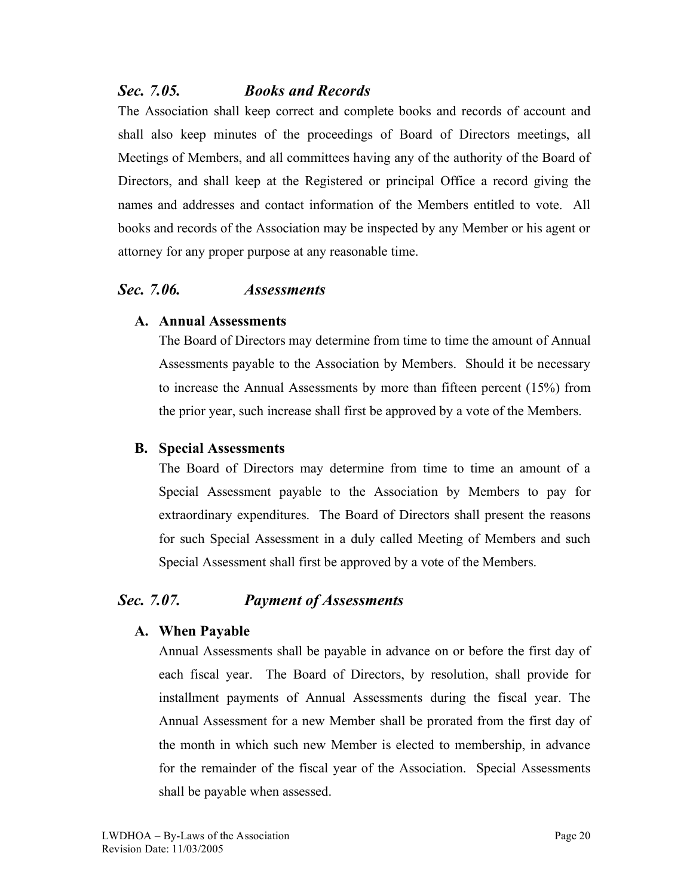### *Sec. 7.05. Books and Records*

The Association shall keep correct and complete books and records of account and shall also keep minutes of the proceedings of Board of Directors meetings, all Meetings of Members, and all committees having any of the authority of the Board of Directors, and shall keep at the Registered or principal Office a record giving the names and addresses and contact information of the Members entitled to vote. All books and records of the Association may be inspected by any Member or his agent or attorney for any proper purpose at any reasonable time.

### *Sec. 7.06. Assessments*

**A. Annual Assessments**

The Board of Directors may determine from time to time the amount of Annual Assessments payable to the Association by Members. Should it be necessary to increase the Annual Assessments by more than fifteen percent (15%) from the prior year, such increase shall first be approved by a vote of the Members.

**B. Special Assessments**

The Board of Directors may determine from time to time an amount of a Special Assessment payable to the Association by Members to pay for extraordinary expenditures. The Board of Directors shall present the reasons for such Special Assessment in a duly called Meeting of Members and such Special Assessment shall first be approved by a vote of the Members.

### *Sec. 7.07. Payment of Assessments*

**A. When Payable**

Annual Assessments shall be payable in advance on or before the first day of each fiscal year. The Board of Directors, by resolution, shall provide for installment payments of Annual Assessments during the fiscal year. The Annual Assessment for a new Member shall be prorated from the first day of the month in which such new Member is elected to membership, in advance for the remainder of the fiscal year of the Association. Special Assessments shall be payable when assessed.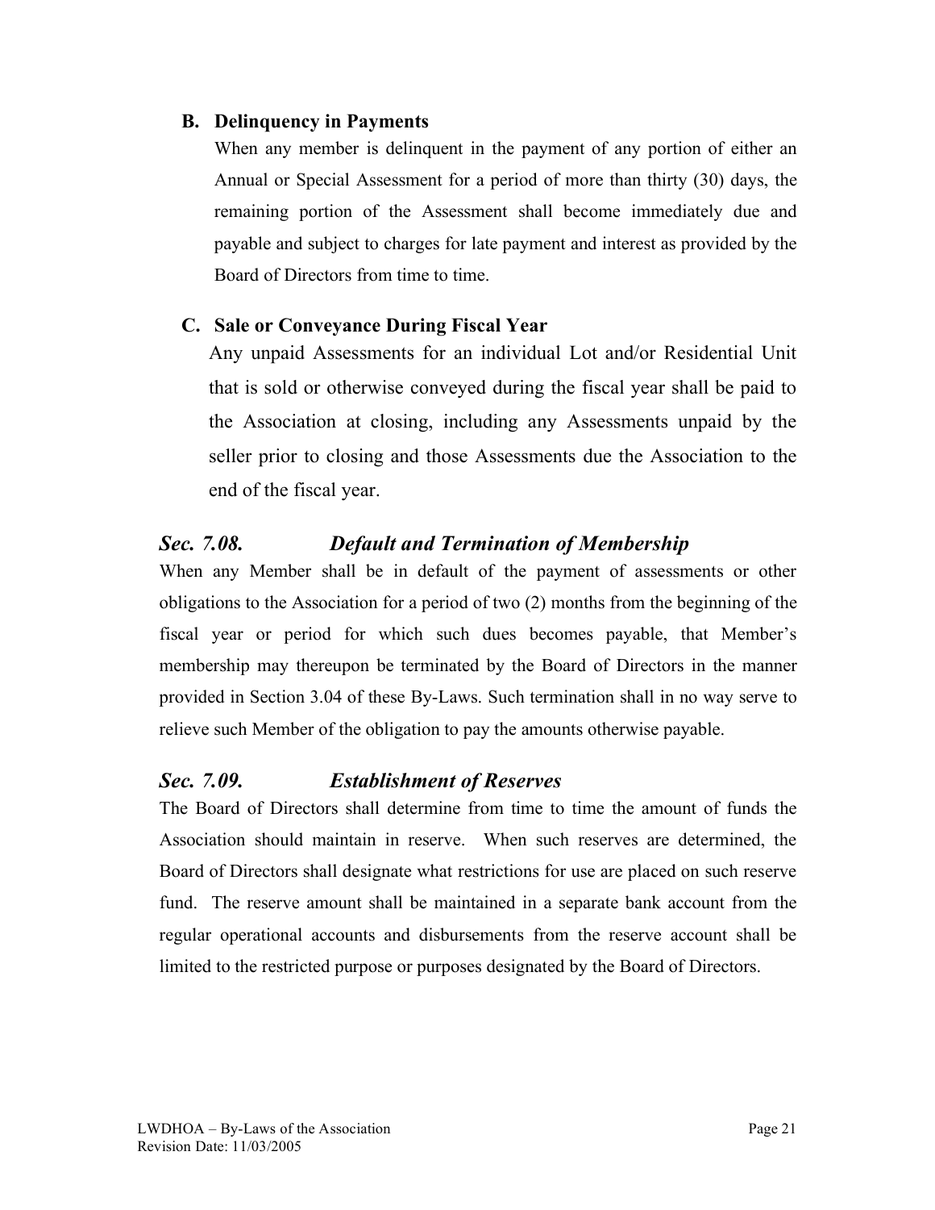**B. Delinquency in Payments**

When any member is delinquent in the payment of any portion of either an Annual or Special Assessment for a period of more than thirty (30) days, the remaining portion of the Assessment shall become immediately due and payable and subject to charges for late payment and interest as provided by the Board of Directors from time to time.

**C. Sale or Conveyance During Fiscal Year**

Any unpaid Assessments for an individual Lot and/or Residential Unit that is sold or otherwise conveyed during the fiscal year shall be paid to the Association at closing, including any Assessments unpaid by the seller prior to closing and those Assessments due the Association to the end of the fiscal year.

### *Sec. 7.08. Default and Termination of Membership*

When any Member shall be in default of the payment of assessments or other obligations to the Association for a period of two (2) months from the beginning of the fiscal year or period for which such dues becomes payable, that Member's membership may thereupon be terminated by the Board of Directors in the manner provided in Section 3.04 of these By-Laws. Such termination shall in no way serve to relieve such Member of the obligation to pay the amounts otherwise payable.

### *Sec. 7.09. Establishment of Reserves*

The Board of Directors shall determine from time to time the amount of funds the Association should maintain in reserve. When such reserves are determined, the Board of Directors shall designate what restrictions for use are placed on such reserve fund. The reserve amount shall be maintained in a separate bank account from the regular operational accounts and disbursements from the reserve account shall be limited to the restricted purpose or purposes designated by the Board of Directors.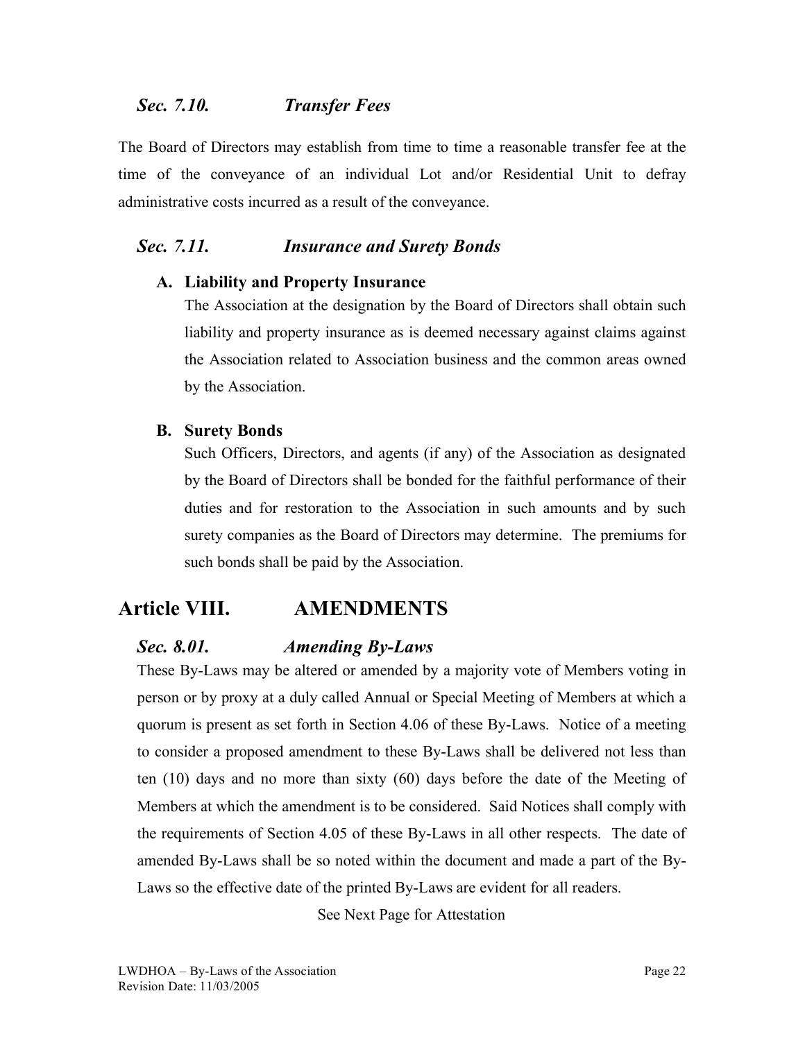### *Sec. 7.10. Transfer Fees*

The Board of Directors may establish from time to time a reasonable transfer fee at the time of the conveyance of an individual Lot and/or Residential Unit to defray administrative costs incurred as a result of the conveyance.

### *Sec. 7.11. Insurance and Surety Bonds*

**A. Liability and Property Insurance**

The Association at the designation by the Board of Directors shall obtain such liability and property insurance as is deemed necessary against claims against the Association related to Association business and the common areas owned by the Association.

**B. Surety Bonds**

Such Officers, Directors, and agents (if any) of the Association as designated by the Board of Directors shall be bonded for the faithful performance of their duties and for restoration to the Association in such amounts and by such surety companies as the Board of Directors may determine. The premiums for such bonds shall be paid by the Association.

## Article VIII. AMENDMENTS

### *Sec. 8.01. Amending By-Laws*

These By-Laws may be altered or amended by a majority vote of Members voting in person or by proxy at a duly called Annual or Special Meeting of Members at which a quorum is present as set forth in Section 4.06 of these By-Laws. Notice of a meeting to consider a proposed amendment to these By-Laws shall be delivered not less than ten (10) days and no more than sixty (60) days before the date of the Meeting of Members at which the amendment is to be considered. Said Notices shall comply with the requirements of Section 4.05 of these By-Laws in all other respects. The date of amended By-Laws shall be so noted within the document and made a part of the By-Laws so the effective date of the printed By-Laws are evident for all readers.

See Next Page for Attestation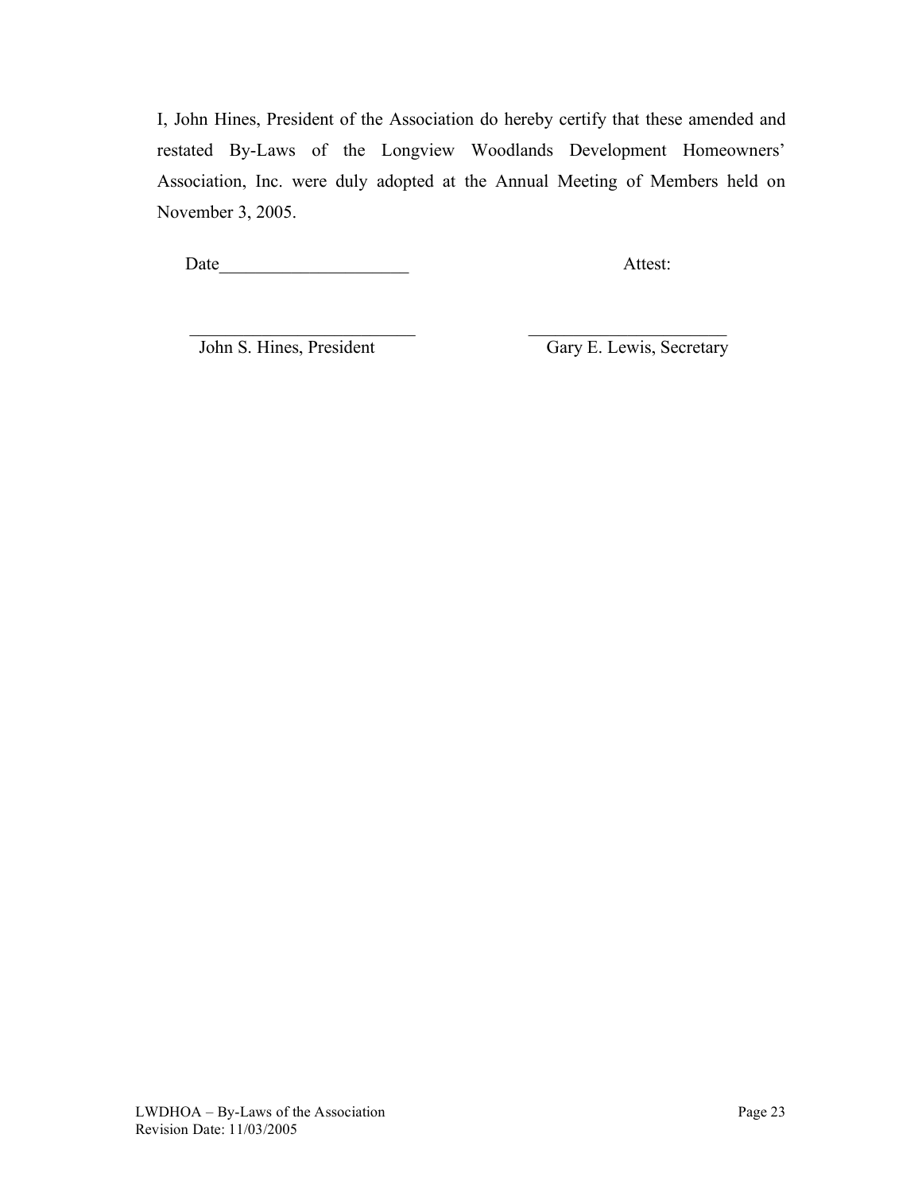I, John Hines, President of the Association do hereby certify that these amended and restated By-Laws of the Longview Woodlands Development Homeowners' Association, Inc. were duly adopted at the Annual Meeting of Members held on November 3, 2005.

Date_____________________ Attest:

_________________________ _______________________

John S. Hines, President Gary E. Lewis, Secretary